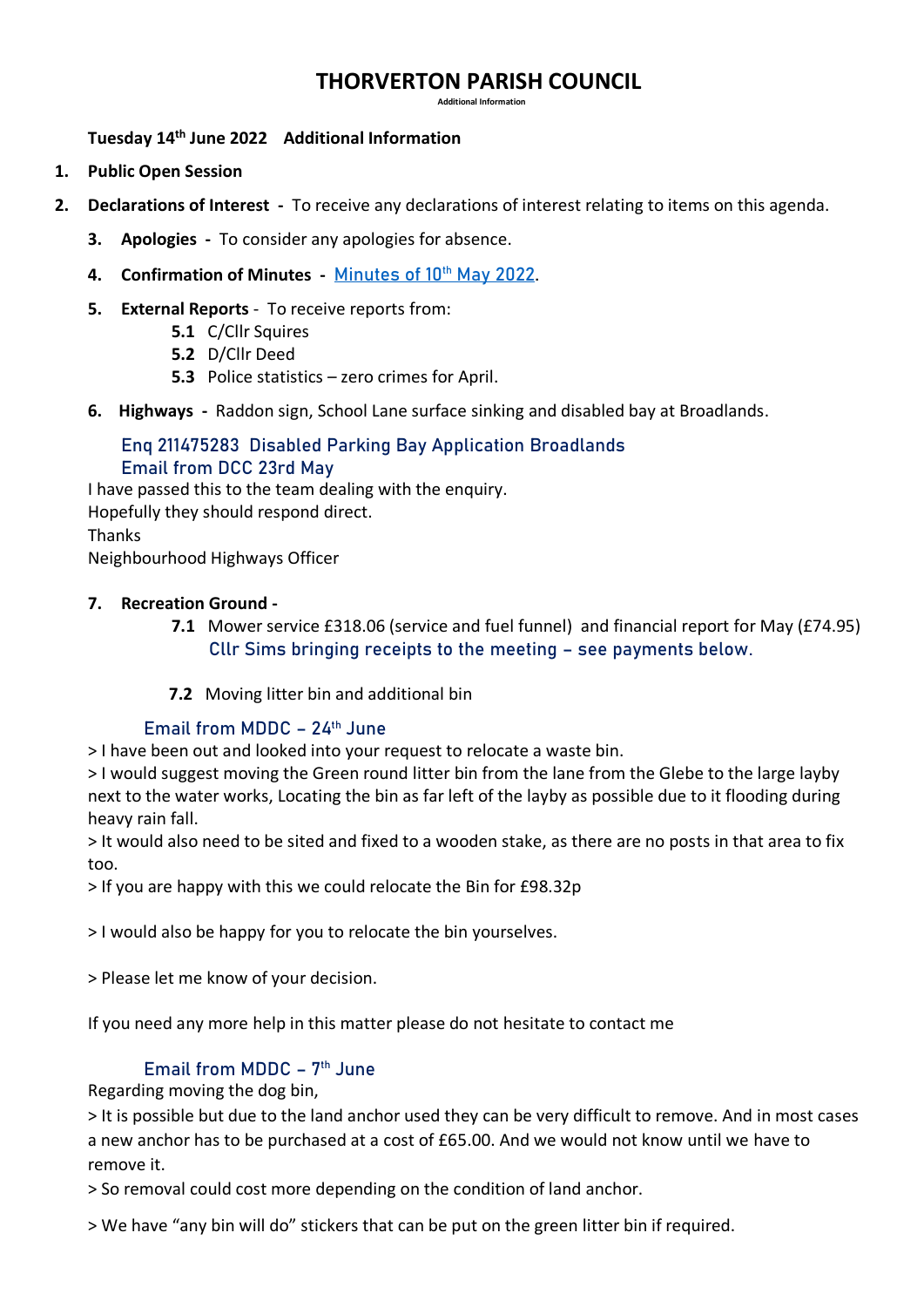# THORVERTON PARISH COUNCIL

Additional Information

**Tuesday 14th June 2022 Additional Information**

1. **Public Open Session**
2. **Declarations of Interest** - To receive any declarations of interest relating to items on this agenda.
3. **Apologies** - To consider any apologies for absence.
4. **Confirmation of Minutes** - Minutes of 10th May 2022.
5. **External Reports** - To receive reports from:
   - **5.1** C/Cllr Squires
   - **5.2** D/Cllr Deed
   - **5.3** Police statistics – zero crimes for April.
6. **Highways** - Raddon sign, School Lane surface sinking and disabled bay at Broadlands.

Enq 211475283 Disabled Parking Bay Application Broadlands
Email from DCC 23rd May

I have passed this to the team dealing with the enquiry.
Hopefully they should respond direct.
Thanks
Neighbourhood Highways Officer

7. **Recreation Ground -**
   - **7.1** Mower service £318.06 (service and fuel funnel) and financial report for May (£74.95)
     Cllr Sims bringing receipts to the meeting – see payments below.
   - **7.2** Moving litter bin and additional bin

Email from MDDC – 24th June

> I have been out and looked into your request to relocate a waste bin.
> I would suggest moving the Green round litter bin from the lane from the Glebe to the large layby next to the water works, Locating the bin as far left of the layby as possible due to it flooding during heavy rain fall.
> It would also need to be sited and fixed to a wooden stake, as there are no posts in that area to fix too.
> If you are happy with this we could relocate the Bin for £98.32p

> I would also be happy for you to relocate the bin yourselves.

> Please let me know of your decision.

If you need any more help in this matter please do not hesitate to contact me

Email from MDDC – 7th June

Regarding moving the dog bin,
> It is possible but due to the land anchor used they can be very difficult to remove. And in most cases a new anchor has to be purchased at a cost of £65.00. And we would not know until we have to remove it.
> So removal could cost more depending on the condition of land anchor.

> We have "any bin will do" stickers that can be put on the green litter bin if required.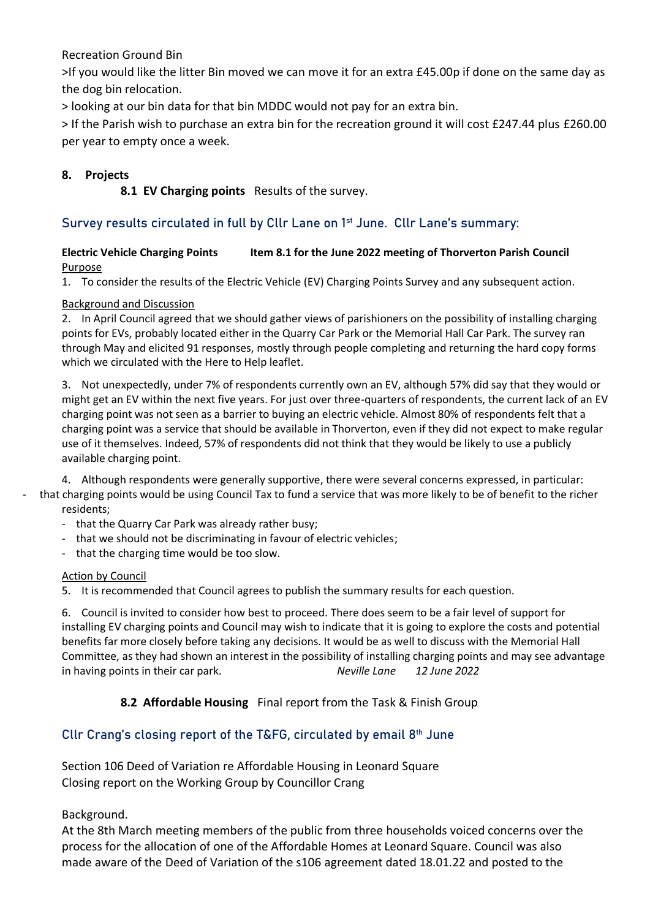Recreation Ground Bin

>If you would like the litter Bin moved we can move it for an extra £45.00p if done on the same day as the dog bin relocation.

> looking at our bin data for that bin MDDC would not pay for an extra bin.

> If the Parish wish to purchase an extra bin for the recreation ground it will cost £247.44 plus £260.00 per year to empty once a week.

**8. Projects**

**8.1 EV Charging points** Results of the survey.

## Survey results circulated in full by Cllr Lane on 1st June. Cllr Lane's summary:

**Electric Vehicle Charging Points        Item 8.1 for the June 2022 meeting of Thorverton Parish Council**

Purpose

1. To consider the results of the Electric Vehicle (EV) Charging Points Survey and any subsequent action.

Background and Discussion

2. In April Council agreed that we should gather views of parishioners on the possibility of installing charging points for EVs, probably located either in the Quarry Car Park or the Memorial Hall Car Park. The survey ran through May and elicited 91 responses, mostly through people completing and returning the hard copy forms which we circulated with the Here to Help leaflet.

3. Not unexpectedly, under 7% of respondents currently own an EV, although 57% did say that they would or might get an EV within the next five years. For just over three-quarters of respondents, the current lack of an EV charging point was not seen as a barrier to buying an electric vehicle. Almost 80% of respondents felt that a charging point was a service that should be available in Thorverton, even if they did not expect to make regular use of it themselves. Indeed, 57% of respondents did not think that they would be likely to use a publicly available charging point.

4. Although respondents were generally supportive, there were several concerns expressed, in particular:

- that charging points would be using Council Tax to fund a service that was more likely to be of benefit to the richer residents;
- that the Quarry Car Park was already rather busy;
- that we should not be discriminating in favour of electric vehicles;
- that the charging time would be too slow.

Action by Council

5. It is recommended that Council agrees to publish the summary results for each question.

6. Council is invited to consider how best to proceed. There does seem to be a fair level of support for installing EV charging points and Council may wish to indicate that it is going to explore the costs and potential benefits far more closely before taking any decisions. It would be as well to discuss with the Memorial Hall Committee, as they had shown an interest in the possibility of installing charging points and may see advantage in having points in their car park. *Neville Lane     12 June 2022*

**8.2 Affordable Housing** Final report from the Task & Finish Group

## Cllr Crang's closing report of the T&FG, circulated by email 8th June

Section 106 Deed of Variation re Affordable Housing in Leonard Square
Closing report on the Working Group by Councillor Crang

Background.

At the 8th March meeting members of the public from three households voiced concerns over the process for the allocation of one of the Affordable Homes at Leonard Square. Council was also made aware of the Deed of Variation of the s106 agreement dated 18.01.22 and posted to the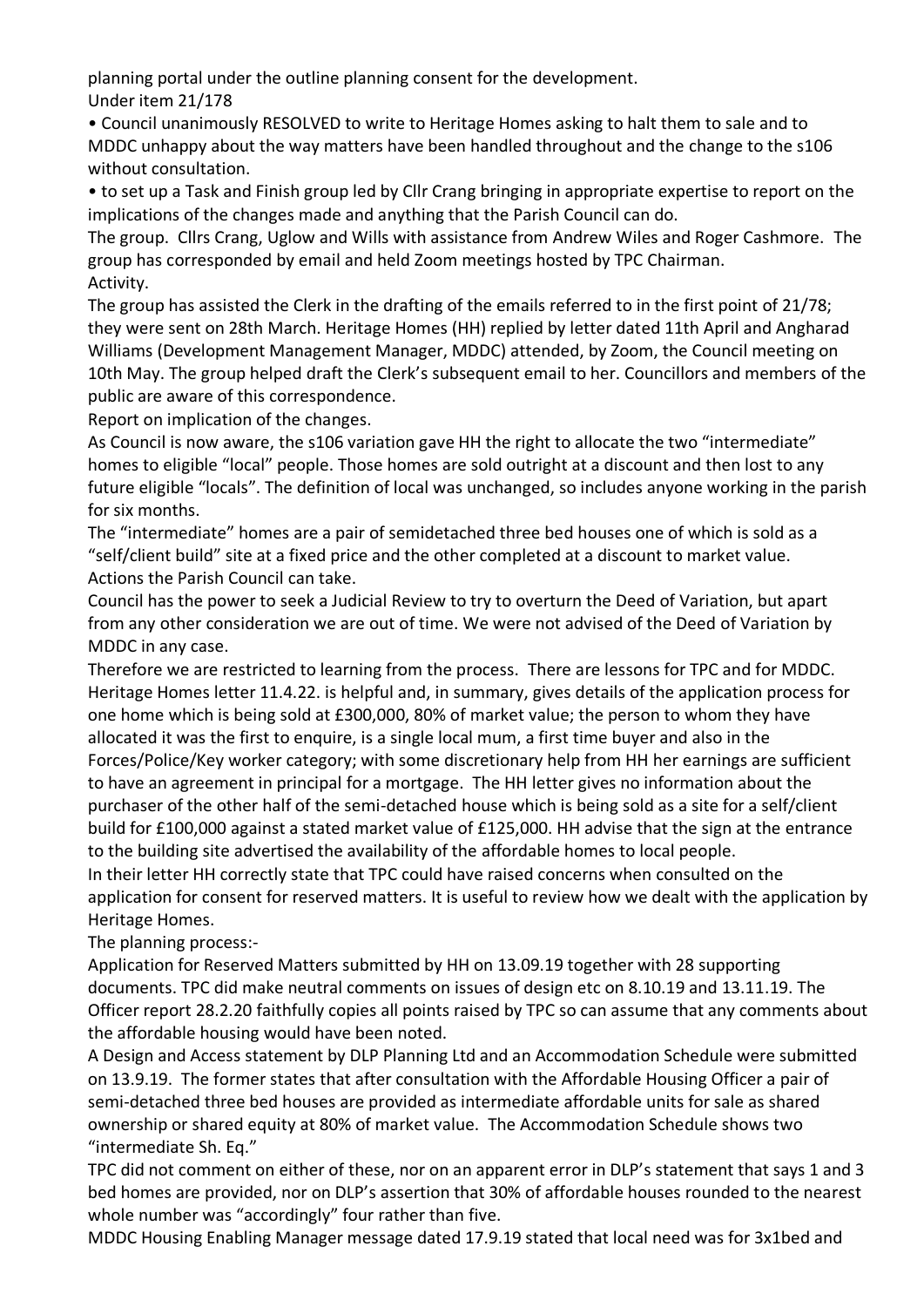planning portal under the outline planning consent for the development.
Under item 21/178

- Council unanimously RESOLVED to write to Heritage Homes asking to halt them to sale and to MDDC unhappy about the way matters have been handled throughout and the change to the s106 without consultation.
- to set up a Task and Finish group led by Cllr Crang bringing in appropriate expertise to report on the implications of the changes made and anything that the Parish Council can do.

The group. Cllrs Crang, Uglow and Wills with assistance from Andrew Wiles and Roger Cashmore. The group has corresponded by email and held Zoom meetings hosted by TPC Chairman.

Activity.

The group has assisted the Clerk in the drafting of the emails referred to in the first point of 21/78; they were sent on 28th March. Heritage Homes (HH) replied by letter dated 11th April and Angharad Williams (Development Management Manager, MDDC) attended, by Zoom, the Council meeting on 10th May. The group helped draft the Clerk's subsequent email to her. Councillors and members of the public are aware of this correspondence.

Report on implication of the changes.

As Council is now aware, the s106 variation gave HH the right to allocate the two "intermediate" homes to eligible "local" people. Those homes are sold outright at a discount and then lost to any future eligible "locals". The definition of local was unchanged, so includes anyone working in the parish for six months.

The "intermediate" homes are a pair of semidetached three bed houses one of which is sold as a "self/client build" site at a fixed price and the other completed at a discount to market value.

Actions the Parish Council can take.

Council has the power to seek a Judicial Review to try to overturn the Deed of Variation, but apart from any other consideration we are out of time. We were not advised of the Deed of Variation by MDDC in any case.

Therefore we are restricted to learning from the process. There are lessons for TPC and for MDDC. Heritage Homes letter 11.4.22. is helpful and, in summary, gives details of the application process for one home which is being sold at £300,000, 80% of market value; the person to whom they have allocated it was the first to enquire, is a single local mum, a first time buyer and also in the Forces/Police/Key worker category; with some discretionary help from HH her earnings are sufficient to have an agreement in principal for a mortgage. The HH letter gives no information about the purchaser of the other half of the semi-detached house which is being sold as a site for a self/client build for £100,000 against a stated market value of £125,000. HH advise that the sign at the entrance to the building site advertised the availability of the affordable homes to local people.

In their letter HH correctly state that TPC could have raised concerns when consulted on the application for consent for reserved matters. It is useful to review how we dealt with the application by Heritage Homes.

The planning process:-

Application for Reserved Matters submitted by HH on 13.09.19 together with 28 supporting documents. TPC did make neutral comments on issues of design etc on 8.10.19 and 13.11.19. The Officer report 28.2.20 faithfully copies all points raised by TPC so can assume that any comments about the affordable housing would have been noted.

A Design and Access statement by DLP Planning Ltd and an Accommodation Schedule were submitted on 13.9.19. The former states that after consultation with the Affordable Housing Officer a pair of semi-detached three bed houses are provided as intermediate affordable units for sale as shared ownership or shared equity at 80% of market value. The Accommodation Schedule shows two "intermediate Sh. Eq."

TPC did not comment on either of these, nor on an apparent error in DLP's statement that says 1 and 3 bed homes are provided, nor on DLP's assertion that 30% of affordable houses rounded to the nearest whole number was "accordingly" four rather than five.

MDDC Housing Enabling Manager message dated 17.9.19 stated that local need was for 3x1bed and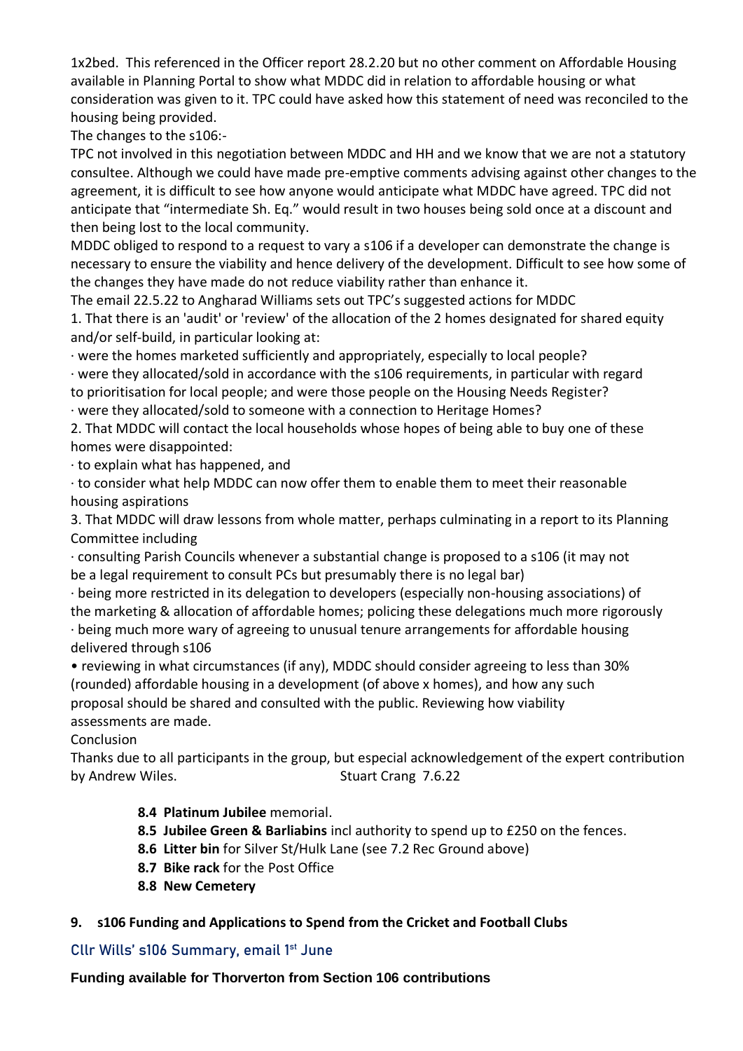1x2bed. This referenced in the Officer report 28.2.20 but no other comment on Affordable Housing available in Planning Portal to show what MDDC did in relation to affordable housing or what consideration was given to it. TPC could have asked how this statement of need was reconciled to the housing being provided.

The changes to the s106:-

TPC not involved in this negotiation between MDDC and HH and we know that we are not a statutory consultee. Although we could have made pre-emptive comments advising against other changes to the agreement, it is difficult to see how anyone would anticipate what MDDC have agreed. TPC did not anticipate that "intermediate Sh. Eq." would result in two houses being sold once at a discount and then being lost to the local community.

MDDC obliged to respond to a request to vary a s106 if a developer can demonstrate the change is necessary to ensure the viability and hence delivery of the development. Difficult to see how some of the changes they have made do not reduce viability rather than enhance it.

The email 22.5.22 to Angharad Williams sets out TPC's suggested actions for MDDC

1. That there is an 'audit' or 'review' of the allocation of the 2 homes designated for shared equity and/or self-build, in particular looking at:

· were the homes marketed sufficiently and appropriately, especially to local people?

· were they allocated/sold in accordance with the s106 requirements, in particular with regard to prioritisation for local people; and were those people on the Housing Needs Register?

· were they allocated/sold to someone with a connection to Heritage Homes?

2. That MDDC will contact the local households whose hopes of being able to buy one of these homes were disappointed:

· to explain what has happened, and

· to consider what help MDDC can now offer them to enable them to meet their reasonable housing aspirations

3. That MDDC will draw lessons from whole matter, perhaps culminating in a report to its Planning Committee including

· consulting Parish Councils whenever a substantial change is proposed to a s106 (it may not be a legal requirement to consult PCs but presumably there is no legal bar)

· being more restricted in its delegation to developers (especially non-housing associations) of the marketing & allocation of affordable homes; policing these delegations much more rigorously

· being much more wary of agreeing to unusual tenure arrangements for affordable housing delivered through s106

• reviewing in what circumstances (if any), MDDC should consider agreeing to less than 30% (rounded) affordable housing in a development (of above x homes), and how any such proposal should be shared and consulted with the public. Reviewing how viability assessments are made.

Conclusion

Thanks due to all participants in the group, but especial acknowledgement of the expert contribution by Andrew Wiles. Stuart Crang 7.6.22

- **8.4 Platinum Jubilee** memorial.
- **8.5 Jubilee Green & Barliabins** incl authority to spend up to £250 on the fences.
- **8.6 Litter bin** for Silver St/Hulk Lane (see 7.2 Rec Ground above)
- **8.7 Bike rack** for the Post Office
- **8.8 New Cemetery**

## 9. s106 Funding and Applications to Spend from the Cricket and Football Clubs

### Cllr Wills' s106 Summary, email 1st June

**Funding available for Thorverton from Section 106 contributions**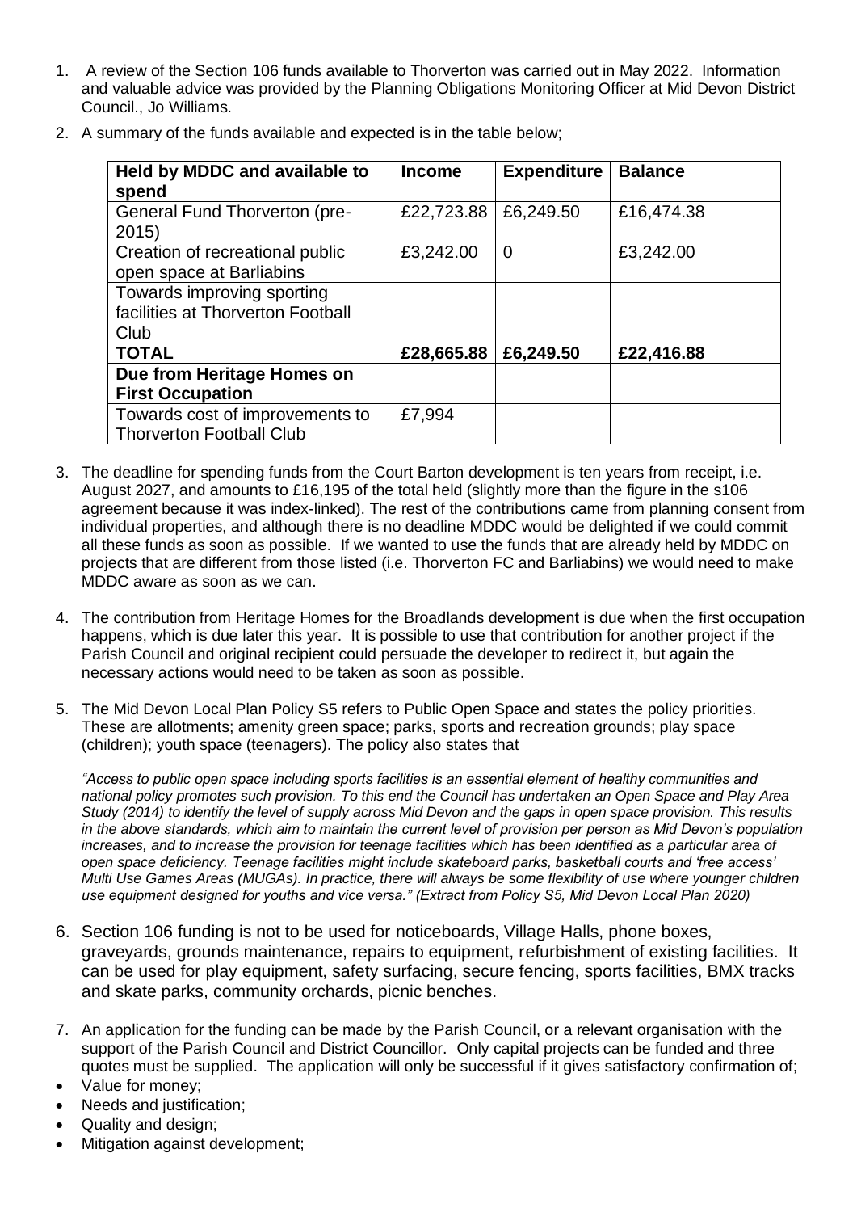1. A review of the Section 106 funds available to Thorverton was carried out in May 2022. Information and valuable advice was provided by the Planning Obligations Monitoring Officer at Mid Devon District Council., Jo Williams.

2. A summary of the funds available and expected is in the table below;

| Held by MDDC and available to spend | Income | Expenditure | Balance |
|---|---|---|---|
| General Fund Thorverton (pre-2015) | £22,723.88 | £6,249.50 | £16,474.38 |
| Creation of recreational public open space at Barliabins | £3,242.00 | 0 | £3,242.00 |
| Towards improving sporting facilities at Thorverton Football Club | | | |
| **TOTAL** | **£28,665.88** | **£6,249.50** | **£22,416.88** |
| **Due from Heritage Homes on First Occupation** | | | |
| Towards cost of improvements to Thorverton Football Club | £7,994 | | |

3. The deadline for spending funds from the Court Barton development is ten years from receipt, i.e. August 2027, and amounts to £16,195 of the total held (slightly more than the figure in the s106 agreement because it was index-linked). The rest of the contributions came from planning consent from individual properties, and although there is no deadline MDDC would be delighted if we could commit all these funds as soon as possible. If we wanted to use the funds that are already held by MDDC on projects that are different from those listed (i.e. Thorverton FC and Barliabins) we would need to make MDDC aware as soon as we can.

4. The contribution from Heritage Homes for the Broadlands development is due when the first occupation happens, which is due later this year. It is possible to use that contribution for another project if the Parish Council and original recipient could persuade the developer to redirect it, but again the necessary actions would need to be taken as soon as possible.

5. The Mid Devon Local Plan Policy S5 refers to Public Open Space and states the policy priorities. These are allotments; amenity green space; parks, sports and recreation grounds; play space (children); youth space (teenagers). The policy also states that

   *"Access to public open space including sports facilities is an essential element of healthy communities and national policy promotes such provision. To this end the Council has undertaken an Open Space and Play Area Study (2014) to identify the level of supply across Mid Devon and the gaps in open space provision. This results in the above standards, which aim to maintain the current level of provision per person as Mid Devon's population increases, and to increase the provision for teenage facilities which has been identified as a particular area of open space deficiency. Teenage facilities might include skateboard parks, basketball courts and 'free access' Multi Use Games Areas (MUGAs). In practice, there will always be some flexibility of use where younger children use equipment designed for youths and vice versa." (Extract from Policy S5, Mid Devon Local Plan 2020)*

6. Section 106 funding is not to be used for noticeboards, Village Halls, phone boxes, graveyards, grounds maintenance, repairs to equipment, refurbishment of existing facilities. It can be used for play equipment, safety surfacing, secure fencing, sports facilities, BMX tracks and skate parks, community orchards, picnic benches.

7. An application for the funding can be made by the Parish Council, or a relevant organisation with the support of the Parish Council and District Councillor. Only capital projects can be funded and three quotes must be supplied. The application will only be successful if it gives satisfactory confirmation of;

- Value for money;
- Needs and justification;
- Quality and design;
- Mitigation against development;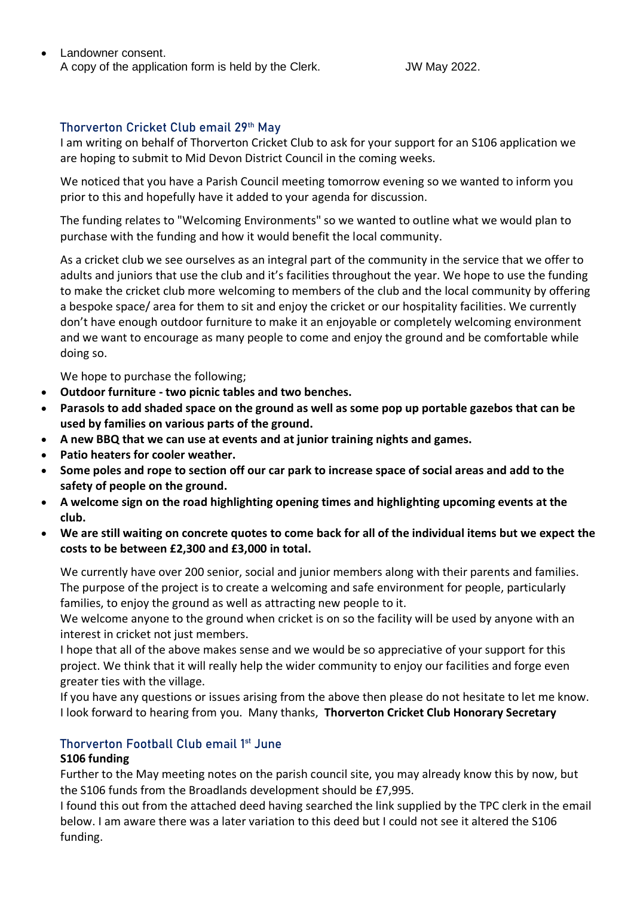- Landowner consent.
  A copy of the application form is held by the Clerk. JW May 2022.

### Thorverton Cricket Club email 29th May

I am writing on behalf of Thorverton Cricket Club to ask for your support for an S106 application we are hoping to submit to Mid Devon District Council in the coming weeks.

We noticed that you have a Parish Council meeting tomorrow evening so we wanted to inform you prior to this and hopefully have it added to your agenda for discussion.

The funding relates to "Welcoming Environments" so we wanted to outline what we would plan to purchase with the funding and how it would benefit the local community.

As a cricket club we see ourselves as an integral part of the community in the service that we offer to adults and juniors that use the club and it's facilities throughout the year. We hope to use the funding to make the cricket club more welcoming to members of the club and the local community by offering a bespoke space/ area for them to sit and enjoy the cricket or our hospitality facilities. We currently don't have enough outdoor furniture to make it an enjoyable or completely welcoming environment and we want to encourage as many people to come and enjoy the ground and be comfortable while doing so.

We hope to purchase the following;

- **Outdoor furniture - two picnic tables and two benches.**
- **Parasols to add shaded space on the ground as well as some pop up portable gazebos that can be used by families on various parts of the ground.**
- **A new BBQ that we can use at events and at junior training nights and games.**
- **Patio heaters for cooler weather.**
- **Some poles and rope to section off our car park to increase space of social areas and add to the safety of people on the ground.**
- **A welcome sign on the road highlighting opening times and highlighting upcoming events at the club.**
- **We are still waiting on concrete quotes to come back for all of the individual items but we expect the costs to be between £2,300 and £3,000 in total.**

We currently have over 200 senior, social and junior members along with their parents and families. The purpose of the project is to create a welcoming and safe environment for people, particularly families, to enjoy the ground as well as attracting new people to it.
We welcome anyone to the ground when cricket is on so the facility will be used by anyone with an interest in cricket not just members.
I hope that all of the above makes sense and we would be so appreciative of your support for this project. We think that it will really help the wider community to enjoy our facilities and forge even greater ties with the village.
If you have any questions or issues arising from the above then please do not hesitate to let me know.
I look forward to hearing from you. Many thanks, **Thorverton Cricket Club Honorary Secretary**

### Thorverton Football Club email 1st June

**S106 funding**

Further to the May meeting notes on the parish council site, you may already know this by now, but the S106 funds from the Broadlands development should be £7,995.
I found this out from the attached deed having searched the link supplied by the TPC clerk in the email below. I am aware there was a later variation to this deed but I could not see it altered the S106 funding.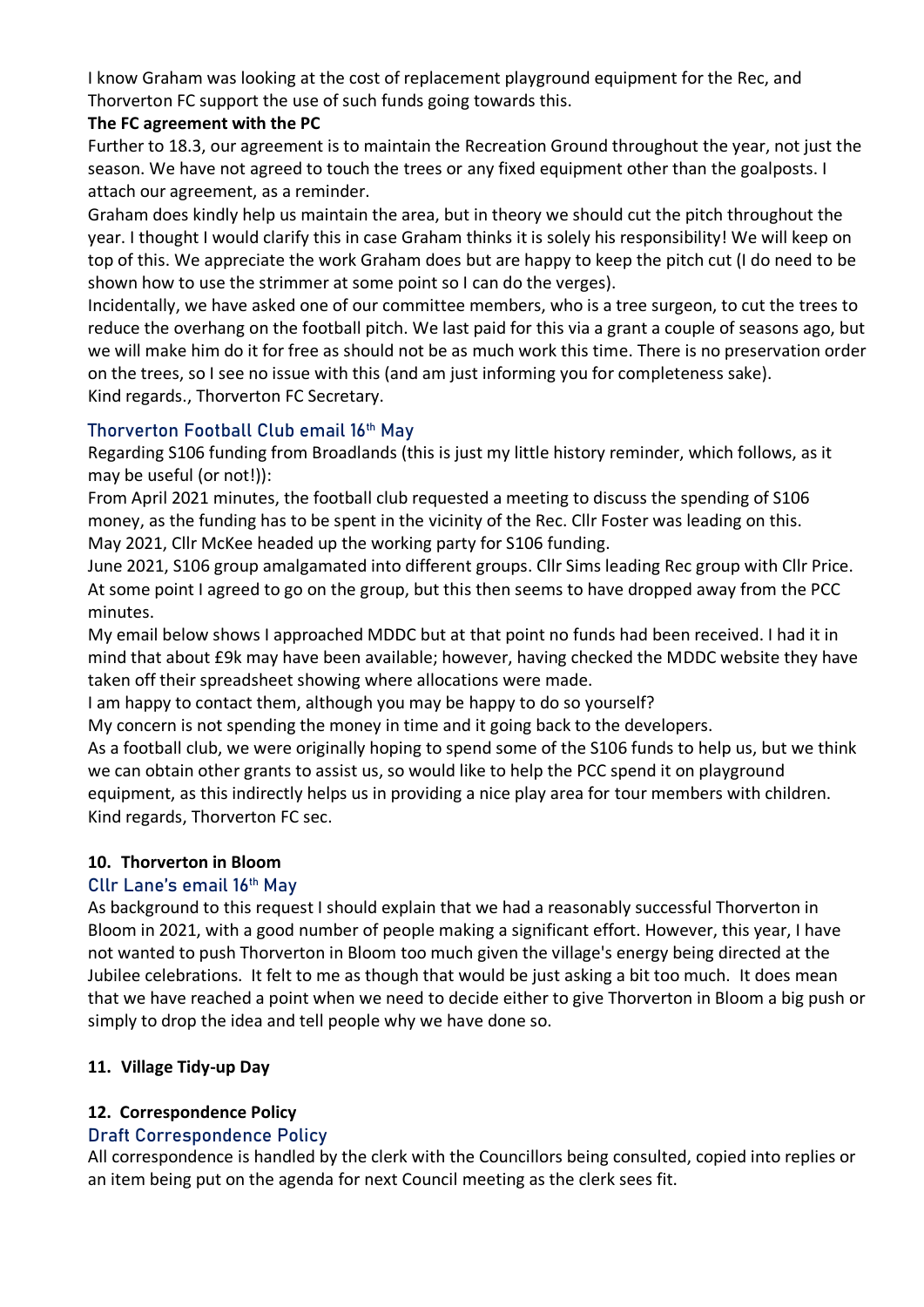I know Graham was looking at the cost of replacement playground equipment for the Rec, and Thorverton FC support the use of such funds going towards this.

**The FC agreement with the PC**

Further to 18.3, our agreement is to maintain the Recreation Ground throughout the year, not just the season. We have not agreed to touch the trees or any fixed equipment other than the goalposts. I attach our agreement, as a reminder.

Graham does kindly help us maintain the area, but in theory we should cut the pitch throughout the year. I thought I would clarify this in case Graham thinks it is solely his responsibility! We will keep on top of this. We appreciate the work Graham does but are happy to keep the pitch cut (I do need to be shown how to use the strimmer at some point so I can do the verges).

Incidentally, we have asked one of our committee members, who is a tree surgeon, to cut the trees to reduce the overhang on the football pitch. We last paid for this via a grant a couple of seasons ago, but we will make him do it for free as should not be as much work this time. There is no preservation order on the trees, so I see no issue with this (and am just informing you for completeness sake).

Kind regards., Thorverton FC Secretary.

### Thorverton Football Club email 16th May

Regarding S106 funding from Broadlands (this is just my little history reminder, which follows, as it may be useful (or not!)):

From April 2021 minutes, the football club requested a meeting to discuss the spending of S106 money, as the funding has to be spent in the vicinity of the Rec. Cllr Foster was leading on this.

May 2021, Cllr McKee headed up the working party for S106 funding.

June 2021, S106 group amalgamated into different groups. Cllr Sims leading Rec group with Cllr Price. At some point I agreed to go on the group, but this then seems to have dropped away from the PCC minutes.

My email below shows I approached MDDC but at that point no funds had been received. I had it in mind that about £9k may have been available; however, having checked the MDDC website they have taken off their spreadsheet showing where allocations were made.

I am happy to contact them, although you may be happy to do so yourself?

My concern is not spending the money in time and it going back to the developers.

As a football club, we were originally hoping to spend some of the S106 funds to help us, but we think we can obtain other grants to assist us, so would like to help the PCC spend it on playground equipment, as this indirectly helps us in providing a nice play area for tour members with children.

Kind regards, Thorverton FC sec.

**10. Thorverton in Bloom**

### Cllr Lane's email 16th May

As background to this request I should explain that we had a reasonably successful Thorverton in Bloom in 2021, with a good number of people making a significant effort. However, this year, I have not wanted to push Thorverton in Bloom too much given the village's energy being directed at the Jubilee celebrations. It felt to me as though that would be just asking a bit too much. It does mean that we have reached a point when we need to decide either to give Thorverton in Bloom a big push or simply to drop the idea and tell people why we have done so.

**11. Village Tidy-up Day**

**12. Correspondence Policy**

### Draft Correspondence Policy

All correspondence is handled by the clerk with the Councillors being consulted, copied into replies or an item being put on the agenda for next Council meeting as the clerk sees fit.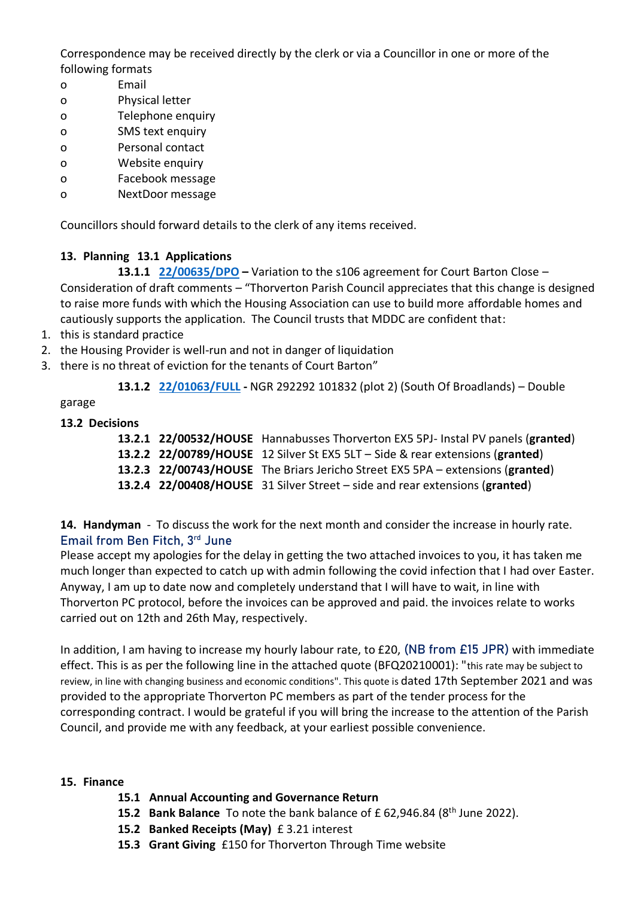Correspondence may be received directly by the clerk or via a Councillor in one or more of the following formats

- Email
- Physical letter
- Telephone enquiry
- SMS text enquiry
- Personal contact
- Website enquiry
- Facebook message
- NextDoor message

Councillors should forward details to the clerk of any items received.

**13. Planning 13.1 Applications**

**13.1.1 22/00635/DPO –** Variation to the s106 agreement for Court Barton Close – Consideration of draft comments – "Thorverton Parish Council appreciates that this change is designed to raise more funds with which the Housing Association can use to build more affordable homes and cautiously supports the application. The Council trusts that MDDC are confident that:

1. this is standard practice
2. the Housing Provider is well-run and not in danger of liquidation
3. there is no threat of eviction for the tenants of Court Barton"

**13.1.2 22/01063/FULL -** NGR 292292 101832 (plot 2) (South Of Broadlands) – Double garage

**13.2 Decisions**

**13.2.1 22/00532/HOUSE** Hannabusses Thorverton EX5 5PJ- Instal PV panels (**granted**)
**13.2.2 22/00789/HOUSE** 12 Silver St EX5 5LT – Side & rear extensions (**granted**)
**13.2.3 22/00743/HOUSE** The Briars Jericho Street EX5 5PA – extensions (**granted**)
**13.2.4 22/00408/HOUSE** 31 Silver Street – side and rear extensions (**granted**)

**14. Handyman** - To discuss the work for the next month and consider the increase in hourly rate.

Email from Ben Fitch, 3rd June

Please accept my apologies for the delay in getting the two attached invoices to you, it has taken me much longer than expected to catch up with admin following the covid infection that I had over Easter. Anyway, I am up to date now and completely understand that I will have to wait, in line with Thorverton PC protocol, before the invoices can be approved and paid. the invoices relate to works carried out on 12th and 26th May, respectively.

In addition, I am having to increase my hourly labour rate, to £20, (NB from £15 JPR) with immediate effect. This is as per the following line in the attached quote (BFQ20210001): "this rate may be subject to review, in line with changing business and economic conditions". This quote is dated 17th September 2021 and was provided to the appropriate Thorverton PC members as part of the tender process for the corresponding contract. I would be grateful if you will bring the increase to the attention of the Parish Council, and provide me with any feedback, at your earliest possible convenience.

**15. Finance**

**15.1 Annual Accounting and Governance Return**
**15.2 Bank Balance** To note the bank balance of £ 62,946.84 (8th June 2022).
**15.2 Banked Receipts (May)** £ 3.21 interest
**15.3 Grant Giving** £150 for Thorverton Through Time website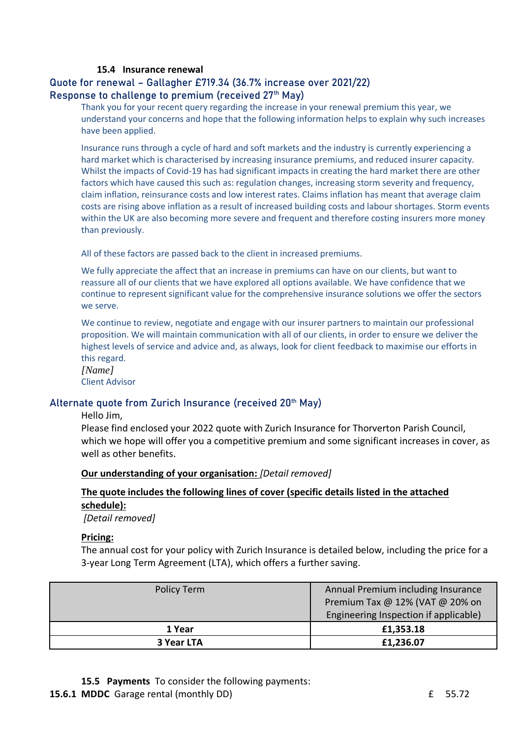### 15.4 Insurance renewal

#### Quote for renewal – Gallagher £719.34 (36.7% increase over 2021/22)

#### Response to challenge to premium (received 27th May)

Thank you for your recent query regarding the increase in your renewal premium this year, we understand your concerns and hope that the following information helps to explain why such increases have been applied.

Insurance runs through a cycle of hard and soft markets and the industry is currently experiencing a hard market which is characterised by increasing insurance premiums, and reduced insurer capacity. Whilst the impacts of Covid-19 has had significant impacts in creating the hard market there are other factors which have caused this such as: regulation changes, increasing storm severity and frequency, claim inflation, reinsurance costs and low interest rates. Claims inflation has meant that average claim costs are rising above inflation as a result of increased building costs and labour shortages. Storm events within the UK are also becoming more severe and frequent and therefore costing insurers more money than previously.

All of these factors are passed back to the client in increased premiums.

We fully appreciate the affect that an increase in premiums can have on our clients, but want to reassure all of our clients that we have explored all options available. We have confidence that we continue to represent significant value for the comprehensive insurance solutions we offer the sectors we serve.

We continue to review, negotiate and engage with our insurer partners to maintain our professional proposition. We will maintain communication with all of our clients, in order to ensure we deliver the highest levels of service and advice and, as always, look for client feedback to maximise our efforts in this regard.

*[Name]*
Client Advisor

#### Alternate quote from Zurich Insurance (received 20th May)

Hello Jim,

Please find enclosed your 2022 quote with Zurich Insurance for Thorverton Parish Council, which we hope will offer you a competitive premium and some significant increases in cover, as well as other benefits.

**Our understanding of your organisation:** *[Detail removed]*

**The quote includes the following lines of cover (specific details listed in the attached schedule):**

*[Detail removed]*

**Pricing:**

The annual cost for your policy with Zurich Insurance is detailed below, including the price for a 3-year Long Term Agreement (LTA), which offers a further saving.

| Policy Term | Annual Premium including Insurance Premium Tax @ 12% (VAT @ 20% on Engineering Inspection if applicable) |
|---|---|
| **1 Year** | **£1,353.18** |
| **3 Year LTA** | **£1,236.07** |

### 15.5 Payments

To consider the following payments:

**15.6.1 MDDC** Garage rental (monthly DD) £ 55.72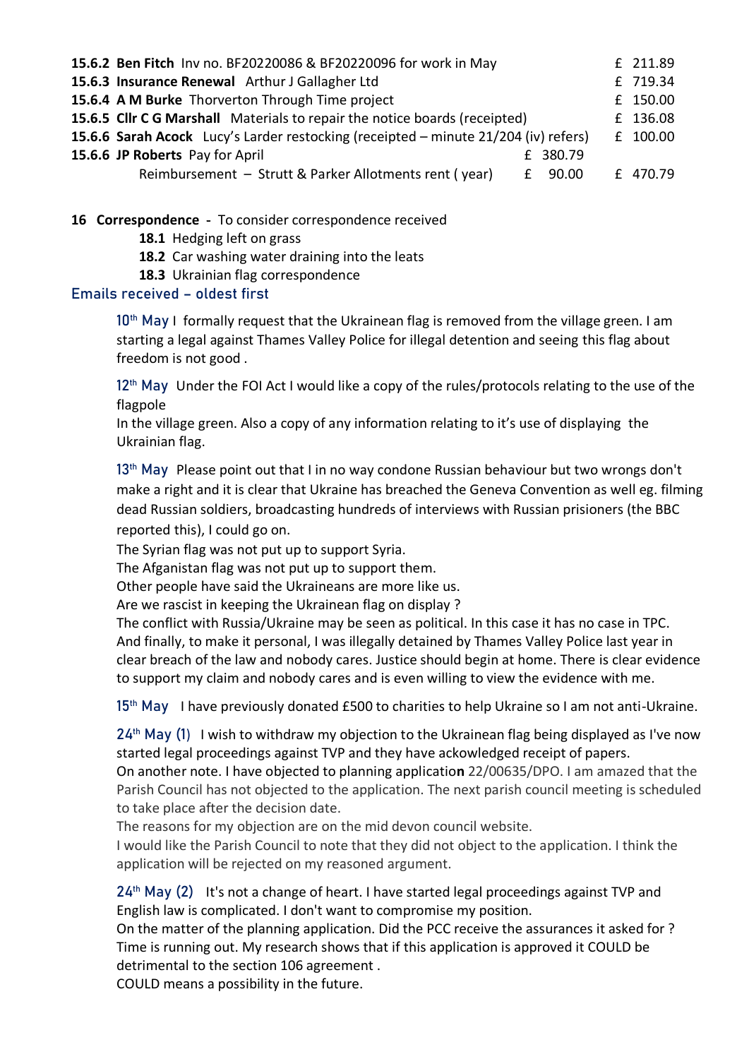| | | | |
|---|---|---|---|
| **15.6.2 Ben Fitch** Inv no. BF20220086 & BF20220096 for work in May | | | £ 211.89 |
| **15.6.3 Insurance Renewal** Arthur J Gallagher Ltd | | | £ 719.34 |
| **15.6.4 A M Burke** Thorverton Through Time project | | | £ 150.00 |
| **15.6.5 Cllr C G Marshall** Materials to repair the notice boards (receipted) | | | £ 136.08 |
| **15.6.6 Sarah Acock** Lucy's Larder restocking (receipted – minute 21/204 (iv) refers) | | | £ 100.00 |
| **15.6.6 JP Roberts** Pay for April | | £ 380.79 | |
| Reimbursement – Strutt & Parker Allotments rent ( year) | | £ 90.00 | £ 470.79 |

**16 Correspondence** - To consider correspondence received

- **18.1** Hedging left on grass
- **18.2** Car washing water draining into the leats
- **18.3** Ukrainian flag correspondence

## Emails received – oldest first

10th May I formally request that the Ukrainean flag is removed from the village green. I am starting a legal against Thames Valley Police for illegal detention and seeing this flag about freedom is not good .

12th May Under the FOI Act I would like a copy of the rules/protocols relating to the use of the flagpole
In the village green. Also a copy of any information relating to it's use of displaying the Ukrainian flag.

13th May Please point out that I in no way condone Russian behaviour but two wrongs don't make a right and it is clear that Ukraine has breached the Geneva Convention as well eg. filming dead Russian soldiers, broadcasting hundreds of interviews with Russian prisioners (the BBC reported this), I could go on.
The Syrian flag was not put up to support Syria.
The Afganistan flag was not put up to support them.
Other people have said the Ukraineans are more like us.
Are we rascist in keeping the Ukrainean flag on display ?
The conflict with Russia/Ukraine may be seen as political. In this case it has no case in TPC.
And finally, to make it personal, I was illegally detained by Thames Valley Police last year in clear breach of the law and nobody cares. Justice should begin at home. There is clear evidence to support my claim and nobody cares and is even willing to view the evidence with me.

15th May I have previously donated £500 to charities to help Ukraine so I am not anti-Ukraine.

24th May (1) I wish to withdraw my objection to the Ukrainean flag being displayed as I've now started legal proceedings against TVP and they have ackowledged receipt of papers.
On another note. I have objected to planning application 22/00635/DPO. I am amazed that the Parish Council has not objected to the application. The next parish council meeting is scheduled to take place after the decision date.
The reasons for my objection are on the mid devon council website.
I would like the Parish Council to note that they did not object to the application. I think the application will be rejected on my reasoned argument.

24th May (2) It's not a change of heart. I have started legal proceedings against TVP and English law is complicated. I don't want to compromise my position.
On the matter of the planning application. Did the PCC receive the assurances it asked for ? Time is running out. My research shows that if this application is approved it COULD be detrimental to the section 106 agreement .
COULD means a possibility in the future.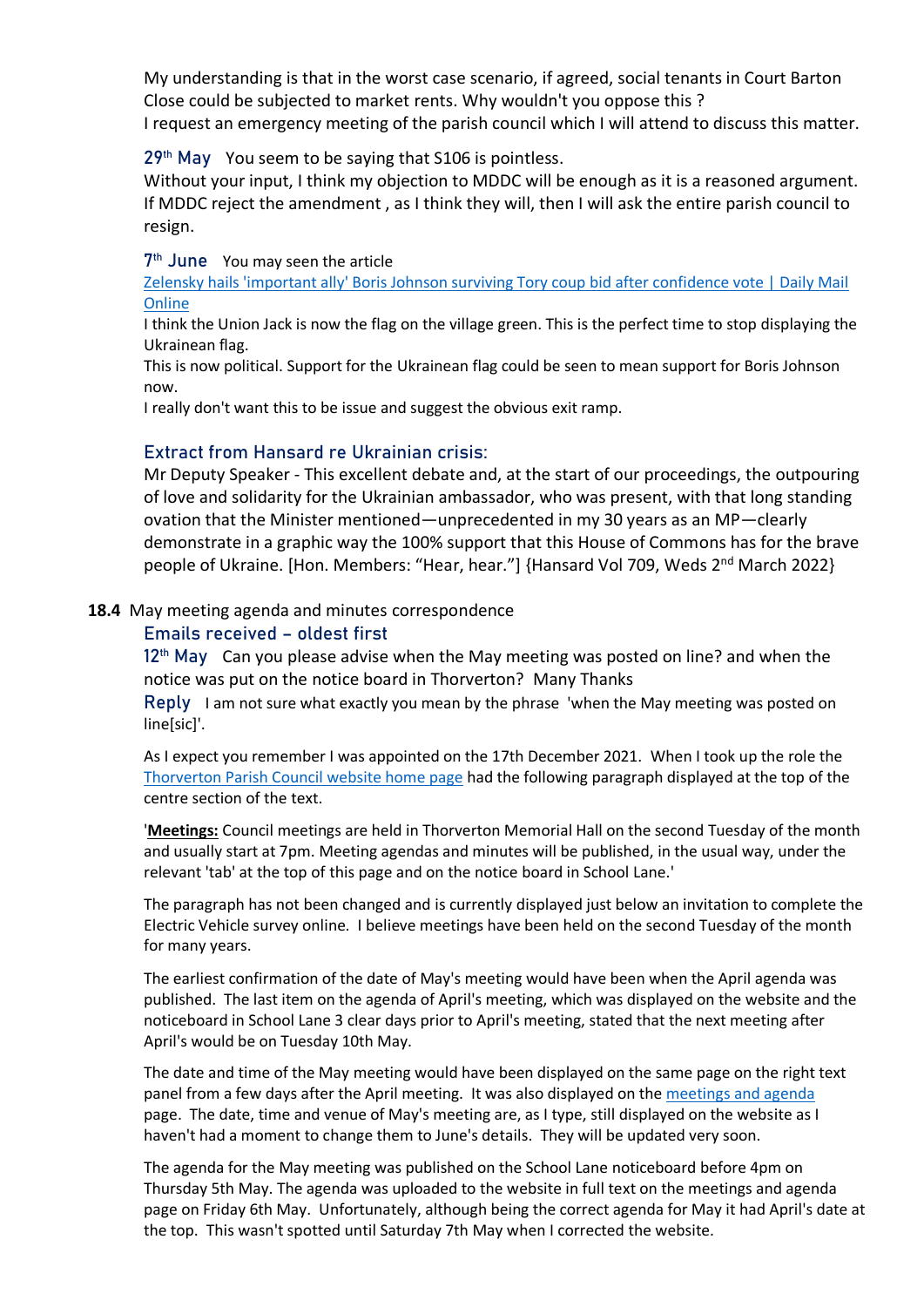My understanding is that in the worst case scenario, if agreed, social tenants in Court Barton Close could be subjected to market rents. Why wouldn't you oppose this ?
I request an emergency meeting of the parish council which I will attend to discuss this matter.

**29th May** You seem to be saying that S106 is pointless.
Without your input, I think my objection to MDDC will be enough as it is a reasoned argument. If MDDC reject the amendment , as I think they will, then I will ask the entire parish council to resign.

**7th June** You may seen the article
[Zelensky hails 'important ally' Boris Johnson surviving Tory coup bid after confidence vote | Daily Mail Online]
I think the Union Jack is now the flag on the village green. This is the perfect time to stop displaying the Ukrainean flag.
This is now political. Support for the Ukrainean flag could be seen to mean support for Boris Johnson now.
I really don't want this to be issue and suggest the obvious exit ramp.

### Extract from Hansard re Ukrainian crisis:

Mr Deputy Speaker - This excellent debate and, at the start of our proceedings, the outpouring of love and solidarity for the Ukrainian ambassador, who was present, with that long standing ovation that the Minister mentioned—unprecedented in my 30 years as an MP—clearly demonstrate in a graphic way the 100% support that this House of Commons has for the brave people of Ukraine. [Hon. Members: "Hear, hear."] {Hansard Vol 709, Weds 2nd March 2022}

**18.4** May meeting agenda and minutes correspondence

### Emails received – oldest first

**12th May** Can you please advise when the May meeting was posted on line? and when the notice was put on the notice board in Thorverton? Many Thanks

**Reply** I am not sure what exactly you mean by the phrase 'when the May meeting was posted on line[sic]'.

As I expect you remember I was appointed on the 17th December 2021. When I took up the role the [Thorverton Parish Council website home page] had the following paragraph displayed at the top of the centre section of the text.

'**Meetings:** Council meetings are held in Thorverton Memorial Hall on the second Tuesday of the month and usually start at 7pm. Meeting agendas and minutes will be published, in the usual way, under the relevant 'tab' at the top of this page and on the notice board in School Lane.'

The paragraph has not been changed and is currently displayed just below an invitation to complete the Electric Vehicle survey online. I believe meetings have been held on the second Tuesday of the month for many years.

The earliest confirmation of the date of May's meeting would have been when the April agenda was published. The last item on the agenda of April's meeting, which was displayed on the website and the noticeboard in School Lane 3 clear days prior to April's meeting, stated that the next meeting after April's would be on Tuesday 10th May.

The date and time of the May meeting would have been displayed on the same page on the right text panel from a few days after the April meeting. It was also displayed on the [meetings and agenda] page. The date, time and venue of May's meeting are, as I type, still displayed on the website as I haven't had a moment to change them to June's details. They will be updated very soon.

The agenda for the May meeting was published on the School Lane noticeboard before 4pm on Thursday 5th May. The agenda was uploaded to the website in full text on the meetings and agenda page on Friday 6th May. Unfortunately, although being the correct agenda for May it had April's date at the top. This wasn't spotted until Saturday 7th May when I corrected the website.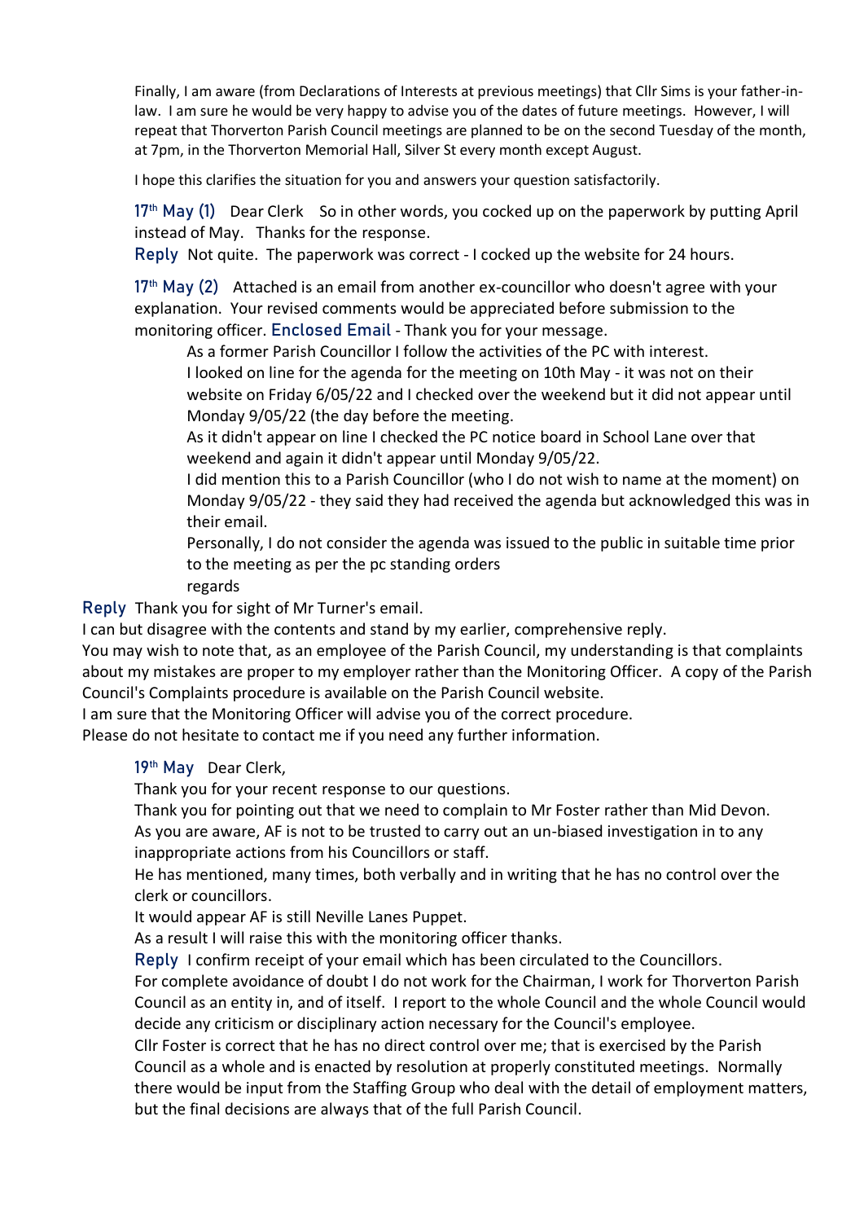Finally, I am aware (from Declarations of Interests at previous meetings) that Cllr Sims is your father-in-law. I am sure he would be very happy to advise you of the dates of future meetings. However, I will repeat that Thorverton Parish Council meetings are planned to be on the second Tuesday of the month, at 7pm, in the Thorverton Memorial Hall, Silver St every month except August.

I hope this clarifies the situation for you and answers your question satisfactorily.

**17th May (1)** Dear Clerk So in other words, you cocked up on the paperwork by putting April instead of May. Thanks for the response.

**Reply** Not quite. The paperwork was correct - I cocked up the website for 24 hours.

**17th May (2)** Attached is an email from another ex-councillor who doesn't agree with your explanation. Your revised comments would be appreciated before submission to the monitoring officer. **Enclosed Email** - Thank you for your message.

> As a former Parish Councillor I follow the activities of the PC with interest.
>
> I looked on line for the agenda for the meeting on 10th May - it was not on their website on Friday 6/05/22 and I checked over the weekend but it did not appear until Monday 9/05/22 (the day before the meeting.
>
> As it didn't appear on line I checked the PC notice board in School Lane over that weekend and again it didn't appear until Monday 9/05/22.
>
> I did mention this to a Parish Councillor (who I do not wish to name at the moment) on Monday 9/05/22 - they said they had received the agenda but acknowledged this was in their email.
>
> Personally, I do not consider the agenda was issued to the public in suitable time prior to the meeting as per the pc standing orders
>
> regards

**Reply** Thank you for sight of Mr Turner's email.

I can but disagree with the contents and stand by my earlier, comprehensive reply.

You may wish to note that, as an employee of the Parish Council, my understanding is that complaints about my mistakes are proper to my employer rather than the Monitoring Officer. A copy of the Parish Council's Complaints procedure is available on the Parish Council website.

I am sure that the Monitoring Officer will advise you of the correct procedure.

Please do not hesitate to contact me if you need any further information.

**19th May** Dear Clerk,

Thank you for your recent response to our questions.

Thank you for pointing out that we need to complain to Mr Foster rather than Mid Devon.

As you are aware, AF is not to be trusted to carry out an un-biased investigation in to any inappropriate actions from his Councillors or staff.

He has mentioned, many times, both verbally and in writing that he has no control over the clerk or councillors.

It would appear AF is still Neville Lanes Puppet.

As a result I will raise this with the monitoring officer thanks.

**Reply** I confirm receipt of your email which has been circulated to the Councillors.

For complete avoidance of doubt I do not work for the Chairman, I work for Thorverton Parish Council as an entity in, and of itself. I report to the whole Council and the whole Council would decide any criticism or disciplinary action necessary for the Council's employee.

Cllr Foster is correct that he has no direct control over me; that is exercised by the Parish Council as a whole and is enacted by resolution at properly constituted meetings. Normally there would be input from the Staffing Group who deal with the detail of employment matters, but the final decisions are always that of the full Parish Council.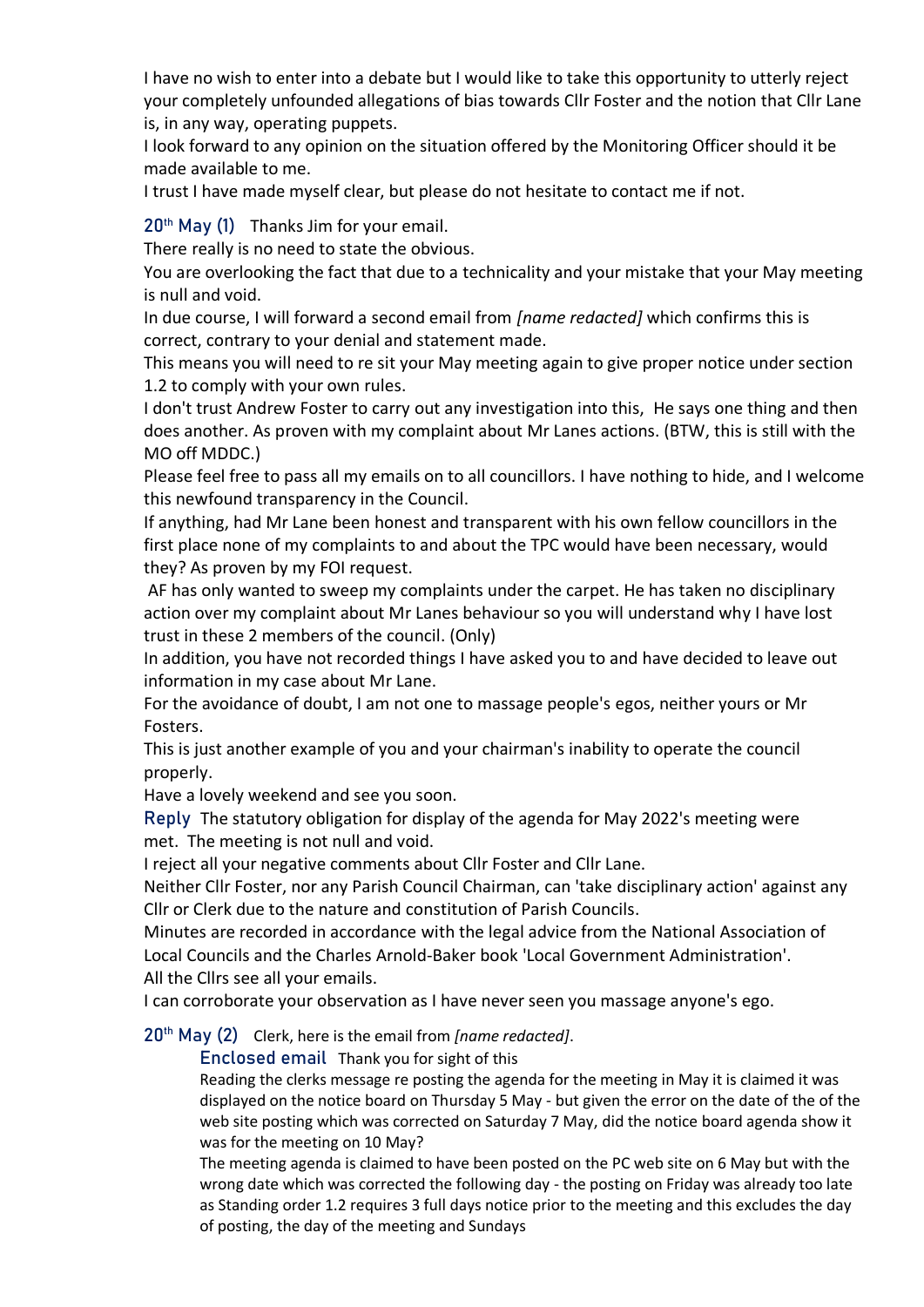I have no wish to enter into a debate but I would like to take this opportunity to utterly reject your completely unfounded allegations of bias towards Cllr Foster and the notion that Cllr Lane is, in any way, operating puppets.
I look forward to any opinion on the situation offered by the Monitoring Officer should it be made available to me.
I trust I have made myself clear, but please do not hesitate to contact me if not.

**20th May (1)** Thanks Jim for your email.
There really is no need to state the obvious.
You are overlooking the fact that due to a technicality and your mistake that your May meeting is null and void.
In due course, I will forward a second email from *[name redacted]* which confirms this is correct, contrary to your denial and statement made.
This means you will need to re sit your May meeting again to give proper notice under section 1.2 to comply with your own rules.
I don't trust Andrew Foster to carry out any investigation into this, He says one thing and then does another. As proven with my complaint about Mr Lanes actions. (BTW, this is still with the MO off MDDC.)
Please feel free to pass all my emails on to all councillors. I have nothing to hide, and I welcome this newfound transparency in the Council.
If anything, had Mr Lane been honest and transparent with his own fellow councillors in the first place none of my complaints to and about the TPC would have been necessary, would they? As proven by my FOI request.
AF has only wanted to sweep my complaints under the carpet. He has taken no disciplinary action over my complaint about Mr Lanes behaviour so you will understand why I have lost trust in these 2 members of the council. (Only)
In addition, you have not recorded things I have asked you to and have decided to leave out information in my case about Mr Lane.
For the avoidance of doubt, I am not one to massage people's egos, neither yours or Mr Fosters.
This is just another example of you and your chairman's inability to operate the council properly.
Have a lovely weekend and see you soon.

**Reply** The statutory obligation for display of the agenda for May 2022's meeting were met. The meeting is not null and void.
I reject all your negative comments about Cllr Foster and Cllr Lane.
Neither Cllr Foster, nor any Parish Council Chairman, can 'take disciplinary action' against any Cllr or Clerk due to the nature and constitution of Parish Councils.
Minutes are recorded in accordance with the legal advice from the National Association of Local Councils and the Charles Arnold-Baker book 'Local Government Administration'.
All the Cllrs see all your emails.
I can corroborate your observation as I have never seen you massage anyone's ego.

**20th May (2)** Clerk, here is the email from *[name redacted]*.

> **Enclosed email** Thank you for sight of this
> Reading the clerks message re posting the agenda for the meeting in May it is claimed it was displayed on the notice board on Thursday 5 May - but given the error on the date of the of the web site posting which was corrected on Saturday 7 May, did the notice board agenda show it was for the meeting on 10 May?
> The meeting agenda is claimed to have been posted on the PC web site on 6 May but with the wrong date which was corrected the following day - the posting on Friday was already too late as Standing order 1.2 requires 3 full days notice prior to the meeting and this excludes the day of posting, the day of the meeting and Sundays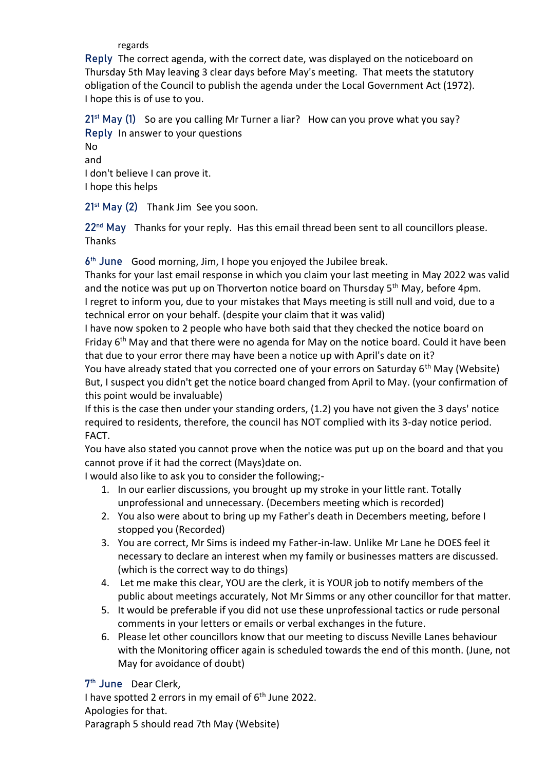regards

**Reply** The correct agenda, with the correct date, was displayed on the noticeboard on Thursday 5th May leaving 3 clear days before May's meeting. That meets the statutory obligation of the Council to publish the agenda under the Local Government Act (1972).
I hope this is of use to you.

**21st May (1)** So are you calling Mr Turner a liar? How can you prove what you say?

**Reply** In answer to your questions
No
and
I don't believe I can prove it.
I hope this helps

**21st May (2)** Thank Jim See you soon.

**22nd May** Thanks for your reply. Has this email thread been sent to all councillors please.
Thanks

**6th June** Good morning, Jim, I hope you enjoyed the Jubilee break.
Thanks for your last email response in which you claim your last meeting in May 2022 was valid and the notice was put up on Thorverton notice board on Thursday 5th May, before 4pm.
I regret to inform you, due to your mistakes that Mays meeting is still null and void, due to a technical error on your behalf. (despite your claim that it was valid)
I have now spoken to 2 people who have both said that they checked the notice board on Friday 6th May and that there were no agenda for May on the notice board. Could it have been that due to your error there may have been a notice up with April's date on it?
You have already stated that you corrected one of your errors on Saturday 6th May (Website)
But, I suspect you didn't get the notice board changed from April to May. (your confirmation of this point would be invaluable)
If this is the case then under your standing orders, (1.2) you have not given the 3 days' notice required to residents, therefore, the council has NOT complied with its 3-day notice period. FACT.
You have also stated you cannot prove when the notice was put up on the board and that you cannot prove if it had the correct (Mays)date on.
I would also like to ask you to consider the following;-

1. In our earlier discussions, you brought up my stroke in your little rant. Totally unprofessional and unnecessary. (Decembers meeting which is recorded)
2. You also were about to bring up my Father's death in Decembers meeting, before I stopped you (Recorded)
3. You are correct, Mr Sims is indeed my Father-in-law. Unlike Mr Lane he DOES feel it necessary to declare an interest when my family or businesses matters are discussed. (which is the correct way to do things)
4. Let me make this clear, YOU are the clerk, it is YOUR job to notify members of the public about meetings accurately, Not Mr Simms or any other councillor for that matter.
5. It would be preferable if you did not use these unprofessional tactics or rude personal comments in your letters or emails or verbal exchanges in the future.
6. Please let other councillors know that our meeting to discuss Neville Lanes behaviour with the Monitoring officer again is scheduled towards the end of this month. (June, not May for avoidance of doubt)

**7th June** Dear Clerk,
I have spotted 2 errors in my email of 6th June 2022.
Apologies for that.
Paragraph 5 should read 7th May (Website)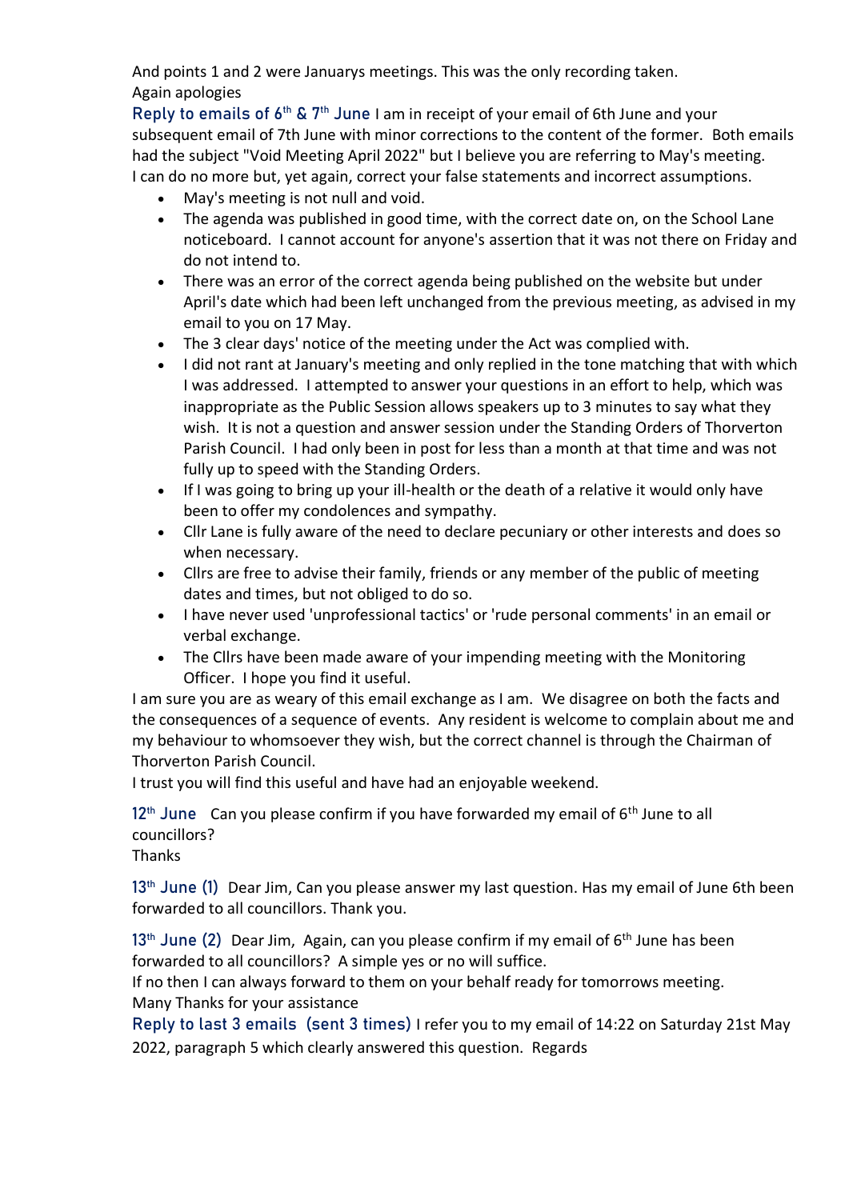And points 1 and 2 were Januarys meetings. This was the only recording taken.
Again apologies

**Reply to emails of 6th & 7th June** I am in receipt of your email of 6th June and your subsequent email of 7th June with minor corrections to the content of the former. Both emails had the subject "Void Meeting April 2022" but I believe you are referring to May's meeting.
I can do no more but, yet again, correct your false statements and incorrect assumptions.

- May's meeting is not null and void.
- The agenda was published in good time, with the correct date on, on the School Lane noticeboard. I cannot account for anyone's assertion that it was not there on Friday and do not intend to.
- There was an error of the correct agenda being published on the website but under April's date which had been left unchanged from the previous meeting, as advised in my email to you on 17 May.
- The 3 clear days' notice of the meeting under the Act was complied with.
- I did not rant at January's meeting and only replied in the tone matching that with which I was addressed. I attempted to answer your questions in an effort to help, which was inappropriate as the Public Session allows speakers up to 3 minutes to say what they wish. It is not a question and answer session under the Standing Orders of Thorverton Parish Council. I had only been in post for less than a month at that time and was not fully up to speed with the Standing Orders.
- If I was going to bring up your ill-health or the death of a relative it would only have been to offer my condolences and sympathy.
- Cllr Lane is fully aware of the need to declare pecuniary or other interests and does so when necessary.
- Cllrs are free to advise their family, friends or any member of the public of meeting dates and times, but not obliged to do so.
- I have never used 'unprofessional tactics' or 'rude personal comments' in an email or verbal exchange.
- The Cllrs have been made aware of your impending meeting with the Monitoring Officer. I hope you find it useful.

I am sure you are as weary of this email exchange as I am. We disagree on both the facts and the consequences of a sequence of events. Any resident is welcome to complain about me and my behaviour to whomsoever they wish, but the correct channel is through the Chairman of Thorverton Parish Council.
I trust you will find this useful and have had an enjoyable weekend.

**12th June** Can you please confirm if you have forwarded my email of 6th June to all councillors?
Thanks

**13th June (1)** Dear Jim, Can you please answer my last question. Has my email of June 6th been forwarded to all councillors. Thank you.

**13th June (2)** Dear Jim, Again, can you please confirm if my email of 6th June has been forwarded to all councillors? A simple yes or no will suffice.
If no then I can always forward to them on your behalf ready for tomorrows meeting.
Many Thanks for your assistance

**Reply to last 3 emails (sent 3 times)** I refer you to my email of 14:22 on Saturday 21st May 2022, paragraph 5 which clearly answered this question. Regards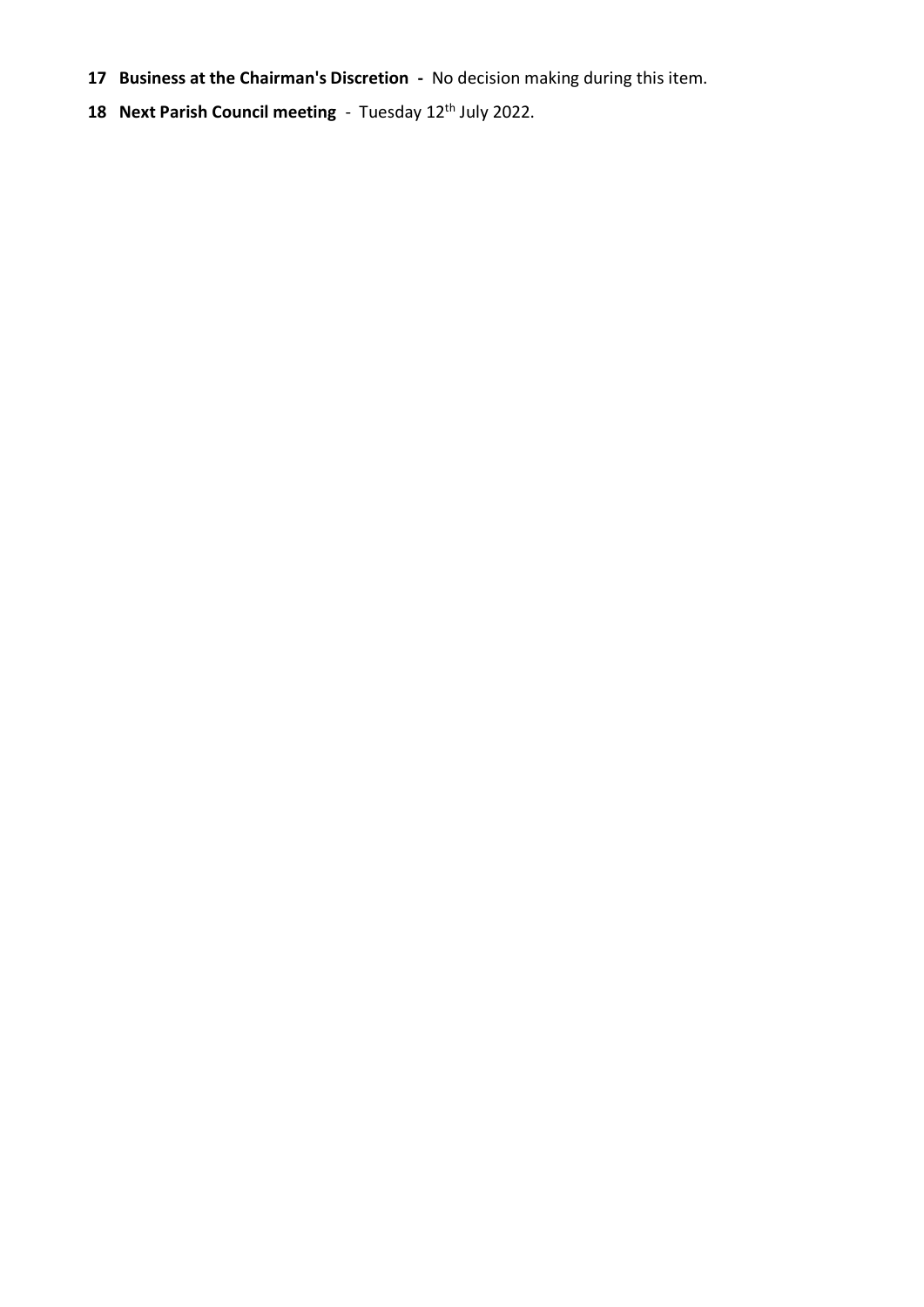**17 Business at the Chairman's Discretion -** No decision making during this item.

**18 Next Parish Council meeting** - Tuesday 12th July 2022.